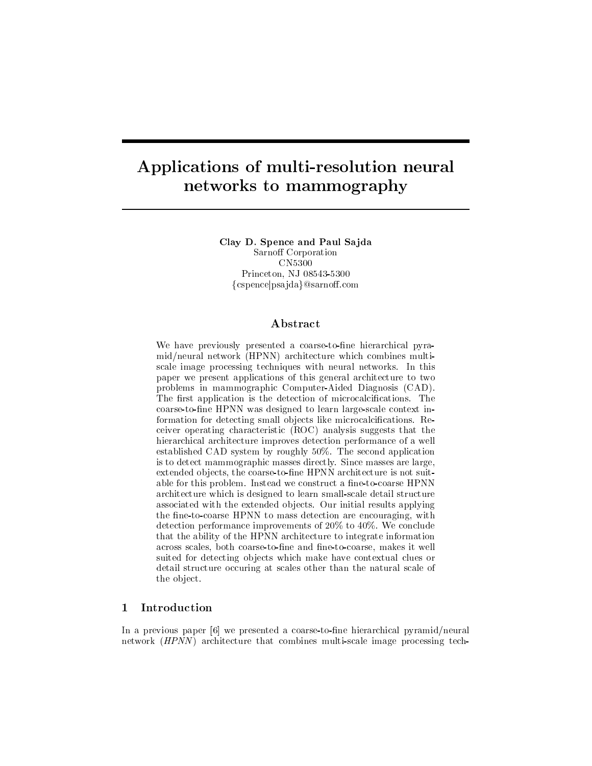# Applications of multi-resolution neural networks to mammography

**Clay D. Spence and Paul Sajda**
Sarnoff Corporation
CN5300
Princeton, NJ 08543-5300
{cspence|psajda}@sarnoff.com

## Abstract

We have previously presented a coarse-to-fine hierarchical pyramid/neural network (HPNN) architecture which combines multi-scale image processing techniques with neural networks. In this paper we present applications of this general architecture to two problems in mammographic Computer-Aided Diagnosis (CAD). The first application is the detection of microcalcifications. The coarse-to-fine HPNN was designed to learn large-scale context information for detecting small objects like microcalcifications. Receiver operating characteristic (ROC) analysis suggests that the hierarchical architecture improves detection performance of a well established CAD system by roughly 50%. The second application is to detect mammographic masses directly. Since masses are large, extended objects, the coarse-to-fine HPNN architecture is not suitable for this problem. Instead we construct a fine-to-coarse HPNN architecture which is designed to learn small-scale detail structure associated with the extended objects. Our initial results applying the fine-to-coarse HPNN to mass detection are encouraging, with detection performance improvements of 20% to 40%. We conclude that the ability of the HPNN architecture to integrate information across scales, both coarse-to-fine and fine-to-coarse, makes it well suited for detecting objects which make have contextual clues or detail structure occuring at scales other than the natural scale of the object.

## 1 Introduction

In a previous paper [6] we presented a coarse-to-fine hierarchical pyramid/neural network (*HPNN*) architecture that combines multi-scale image processing tech-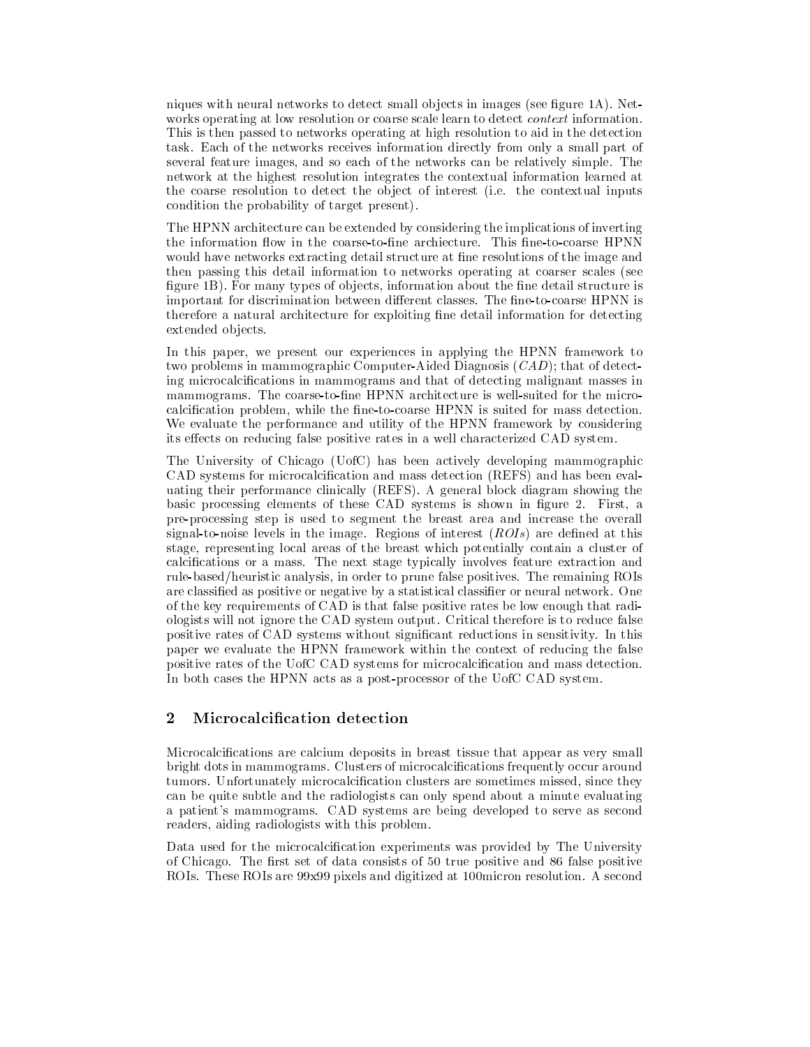niques with neural networks to detect small objects in images (see figure 1A). Networks operating at low resolution or coarse scale learn to detect *context* information. This is then passed to networks operating at high resolution to aid in the detection task. Each of the networks receives information directly from only a small part of several feature images, and so each of the networks can be relatively simple. The network at the highest resolution integrates the contextual information learned at the coarse resolution to detect the object of interest (i.e. the contextual inputs condition the probability of target present).

The HPNN architecture can be extended by considering the implications of inverting the information flow in the coarse-to-fine archiecture. This fine-to-coarse HPNN would have networks extracting detail structure at fine resolutions of the image and then passing this detail information to networks operating at coarser scales (see figure 1B). For many types of objects, information about the fine detail structure is important for discrimination between different classes. The fine-to-coarse HPNN is therefore a natural architecture for exploiting fine detail information for detecting extended objects.

In this paper, we present our experiences in applying the HPNN framework to two problems in mammographic Computer-Aided Diagnosis (*CAD*); that of detecting microcalcifications in mammograms and that of detecting malignant masses in mammograms. The coarse-to-fine HPNN architecture is well-suited for the microcalcification problem, while the fine-to-coarse HPNN is suited for mass detection. We evaluate the performance and utility of the HPNN framework by considering its effects on reducing false positive rates in a well characterized CAD system.

The University of Chicago (UofC) has been actively developing mammographic CAD systems for microcalcification and mass detection (REFS) and has been evaluating their performance clinically (REFS). A general block diagram showing the basic processing elements of these CAD systems is shown in figure 2. First, a pre-processing step is used to segment the breast area and increase the overall signal-to-noise levels in the image. Regions of interest (*ROIs*) are defined at this stage, representing local areas of the breast which potentially contain a cluster of calcifications or a mass. The next stage typically involves feature extraction and rule-based/heuristic analysis, in order to prune false positives. The remaining ROIs are classified as positive or negative by a statistical classifier or neural network. One of the key requirements of CAD is that false positive rates be low enough that radiologists will not ignore the CAD system output. Critical therefore is to reduce false positive rates of CAD systems without significant reductions in sensitivity. In this paper we evaluate the HPNN framework within the context of reducing the false positive rates of the UofC CAD systems for microcalcification and mass detection. In both cases the HPNN acts as a post-processor of the UofC CAD system.

## 2 Microcalcification detection

Microcalcifications are calcium deposits in breast tissue that appear as very small bright dots in mammograms. Clusters of microcalcifications frequently occur around tumors. Unfortunately microcalcification clusters are sometimes missed, since they can be quite subtle and the radiologists can only spend about a minute evaluating a patient's mammograms. CAD systems are being developed to serve as second readers, aiding radiologists with this problem.

Data used for the microcalcification experiments was provided by The University of Chicago. The first set of data consists of 50 true positive and 86 false positive ROIs. These ROIs are 99x99 pixels and digitized at 100micron resolution. A second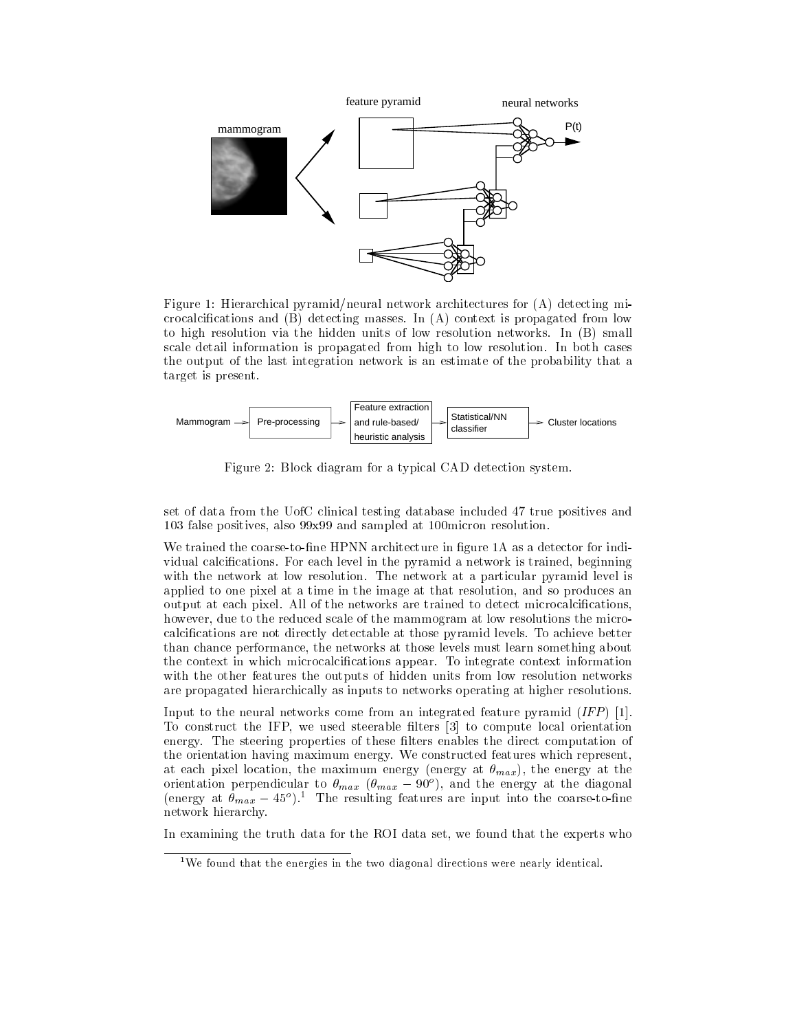Figure 1: Hierarchical pyramid/neural network architectures for (A) detecting microcalcifications and (B) detecting masses. In (A) context is propagated from low to high resolution via the hidden units of low resolution networks. In (B) small scale detail information is propagated from high to low resolution. In both cases the output of the last integration network is an estimate of the probability that a target is present.

Figure 2: Block diagram for a typical CAD detection system.

set of data from the UofC clinical testing database included 47 true positives and 103 false positives, also 99x99 and sampled at 100micron resolution.

We trained the coarse-to-fine HPNN architecture in figure 1A as a detector for individual calcifications. For each level in the pyramid a network is trained, beginning with the network at low resolution. The network at a particular pyramid level is applied to one pixel at a time in the image at that resolution, and so produces an output at each pixel. All of the networks are trained to detect microcalcifications, however, due to the reduced scale of the mammogram at low resolutions the microcalcifications are not directly detectable at those pyramid levels. To achieve better than chance performance, the networks at those levels must learn something about the context in which microcalcifications appear. To integrate context information with the other features the outputs of hidden units from low resolution networks are propagated hierarchically as inputs to networks operating at higher resolutions.

Input to the neural networks come from an integrated feature pyramid (*IFP*) [1]. To construct the IFP, we used steerable filters [3] to compute local orientation energy. The steering properties of these filters enables the direct computation of the orientation having maximum energy. We constructed features which represent, at each pixel location, the maximum energy (energy at $\theta_{max}$), the energy at the orientation perpendicular to $\theta_{max}$ ($\theta_{max} - 90^o$), and the energy at the diagonal (energy at $\theta_{max} - 45^o$).[1] The resulting features are input into the coarse-to-fine network hierarchy.

In examining the truth data for the ROI data set, we found that the experts who

[1] We found that the energies in the two diagonal directions were nearly identical.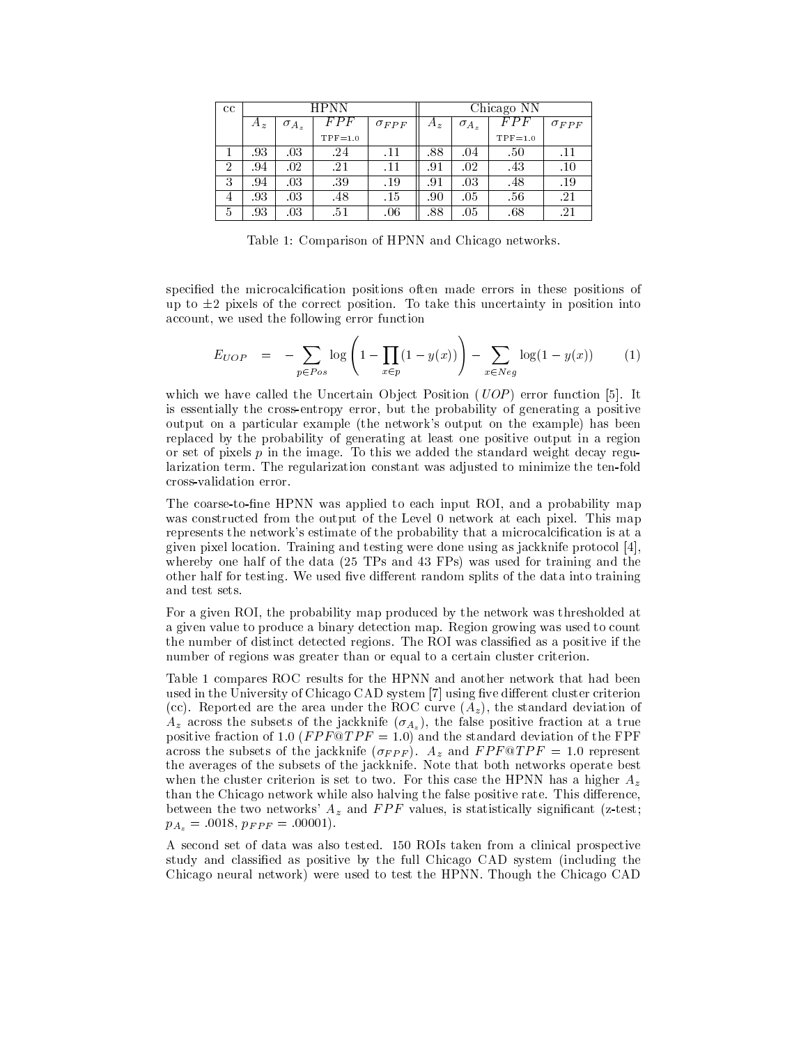| cc | HPNN | | | | Chicago NN | | | |
|---|---|---|---|---|---|---|---|---|
| | $A_z$ | $\sigma_{A_z}$ | $FPF$ TPF=1.0 | $\sigma_{FPF}$ | $A_z$ | $\sigma_{A_z}$ | $FPF$ TPF=1.0 | $\sigma_{FPF}$ |
| 1 | .93 | .03 | .24 | .11 | .88 | .04 | .50 | .11 |
| 2 | .94 | .02 | .21 | .11 | .91 | .02 | .43 | .10 |
| 3 | .94 | .03 | .39 | .19 | .91 | .03 | .48 | .19 |
| 4 | .93 | .03 | .48 | .15 | .90 | .05 | .56 | .21 |
| 5 | .93 | .03 | .51 | .06 | .88 | .05 | .68 | .21 |

Table 1: Comparison of HPNN and Chicago networks.

specified the microcalcification positions often made errors in these positions of up to $\pm 2$ pixels of the correct position. To take this uncertainty in position into account, we used the following error function

$$E_{UOP} = -\sum_{p \in Pos} \log\left(1 - \prod_{x \in p}(1 - y(x))\right) - \sum_{x \in Neg} \log(1 - y(x)) \qquad (1)$$

which we have called the Uncertain Object Position ($UOP$) error function [5]. It is essentially the cross-entropy error, but the probability of generating a positive output on a particular example (the network's output on the example) has been replaced by the probability of generating at least one positive output in a region or set of pixels $p$ in the image. To this we added the standard weight decay regularization term. The regularization constant was adjusted to minimize the ten-fold cross-validation error.

The coarse-to-fine HPNN was applied to each input ROI, and a probability map was constructed from the output of the Level 0 network at each pixel. This map represents the network's estimate of the probability that a microcalcification is at a given pixel location. Training and testing were done using as jackknife protocol [4], whereby one half of the data (25 TPs and 43 FPs) was used for training and the other half for testing. We used five different random splits of the data into training and test sets.

For a given ROI, the probability map produced by the network was thresholded at a given value to produce a binary detection map. Region growing was used to count the number of distinct detected regions. The ROI was classified as a positive if the number of regions was greater than or equal to a certain cluster criterion.

Table 1 compares ROC results for the HPNN and another network that had been used in the University of Chicago CAD system [7] using five different cluster criterion (cc). Reported are the area under the ROC curve ($A_z$), the standard deviation of $A_z$ across the subsets of the jackknife ($\sigma_{A_z}$), the false positive fraction at a true positive fraction of 1.0 ($FPF@TPF = 1.0$) and the standard deviation of the FPF across the subsets of the jackknife ($\sigma_{FPF}$). $A_z$ and $FPF@TPF = 1.0$ represent the averages of the subsets of the jackknife. Note that both networks operate best when the cluster criterion is set to two. For this case the HPNN has a higher $A_z$ than the Chicago network while also halving the false positive rate. This difference, between the two networks' $A_z$ and $FPF$ values, is statistically significant (z-test; $p_{A_z} = .0018$, $p_{FPF} = .00001$).

A second set of data was also tested. 150 ROIs taken from a clinical prospective study and classified as positive by the full Chicago CAD system (including the Chicago neural network) were used to test the HPNN. Though the Chicago CAD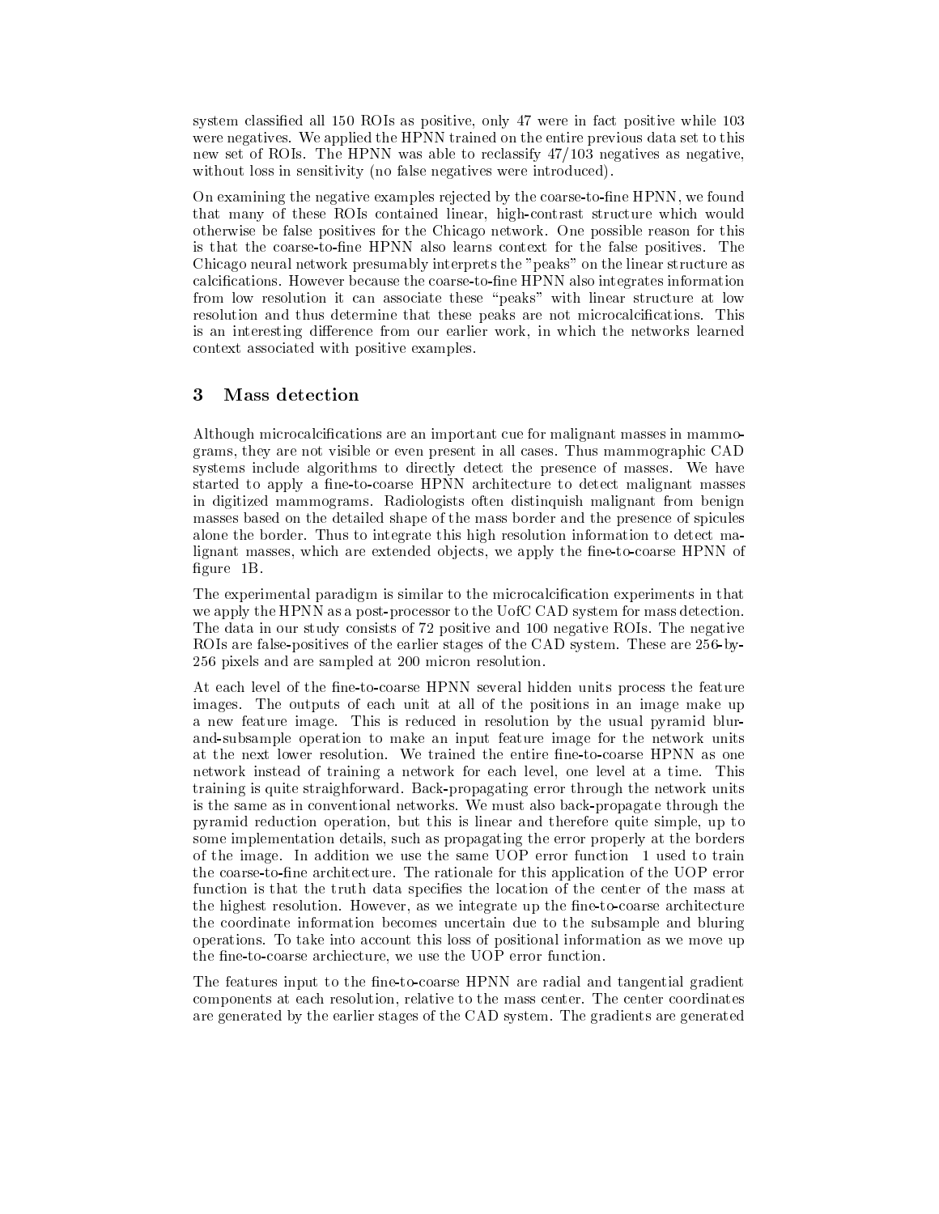system classified all 150 ROIs as positive, only 47 were in fact positive while 103 were negatives. We applied the HPNN trained on the entire previous data set to this new set of ROIs. The HPNN was able to reclassify 47/103 negatives as negative, without loss in sensitivity (no false negatives were introduced).

On examining the negative examples rejected by the coarse-to-fine HPNN, we found that many of these ROIs contained linear, high-contrast structure which would otherwise be false positives for the Chicago network. One possible reason for this is that the coarse-to-fine HPNN also learns context for the false positives. The Chicago neural network presumably interprets the "peaks" on the linear structure as calcifications. However because the coarse-to-fine HPNN also integrates information from low resolution it can associate these "peaks" with linear structure at low resolution and thus determine that these peaks are not microcalcifications. This is an interesting difference from our earlier work, in which the networks learned context associated with positive examples.

## 3 Mass detection

Although microcalcifications are an important cue for malignant masses in mammograms, they are not visible or even present in all cases. Thus mammographic CAD systems include algorithms to directly detect the presence of masses. We have started to apply a fine-to-coarse HPNN architecture to detect malignant masses in digitized mammograms. Radiologists often distinquish malignant from benign masses based on the detailed shape of the mass border and the presence of spicules alone the border. Thus to integrate this high resolution information to detect malignant masses, which are extended objects, we apply the fine-to-coarse HPNN of figure 1B.

The experimental paradigm is similar to the microcalcification experiments in that we apply the HPNN as a post-processor to the UofC CAD system for mass detection. The data in our study consists of 72 positive and 100 negative ROIs. The negative ROIs are false-positives of the earlier stages of the CAD system. These are 256-by-256 pixels and are sampled at 200 micron resolution.

At each level of the fine-to-coarse HPNN several hidden units process the feature images. The outputs of each unit at all of the positions in an image make up a new feature image. This is reduced in resolution by the usual pyramid blur-and-subsample operation to make an input feature image for the network units at the next lower resolution. We trained the entire fine-to-coarse HPNN as one network instead of training a network for each level, one level at a time. This training is quite straighforward. Back-propagating error through the network units is the same as in conventional networks. We must also back-propagate through the pyramid reduction operation, but this is linear and therefore quite simple, up to some implementation details, such as propagating the error properly at the borders of the image. In addition we use the same UOP error function 1 used to train the coarse-to-fine architecture. The rationale for this application of the UOP error function is that the truth data specifies the location of the center of the mass at the highest resolution. However, as we integrate up the fine-to-coarse architecture the coordinate information becomes uncertain due to the subsample and bluring operations. To take into account this loss of positional information as we move up the fine-to-coarse archiecture, we use the UOP error function.

The features input to the fine-to-coarse HPNN are radial and tangential gradient components at each resolution, relative to the mass center. The center coordinates are generated by the earlier stages of the CAD system. The gradients are generated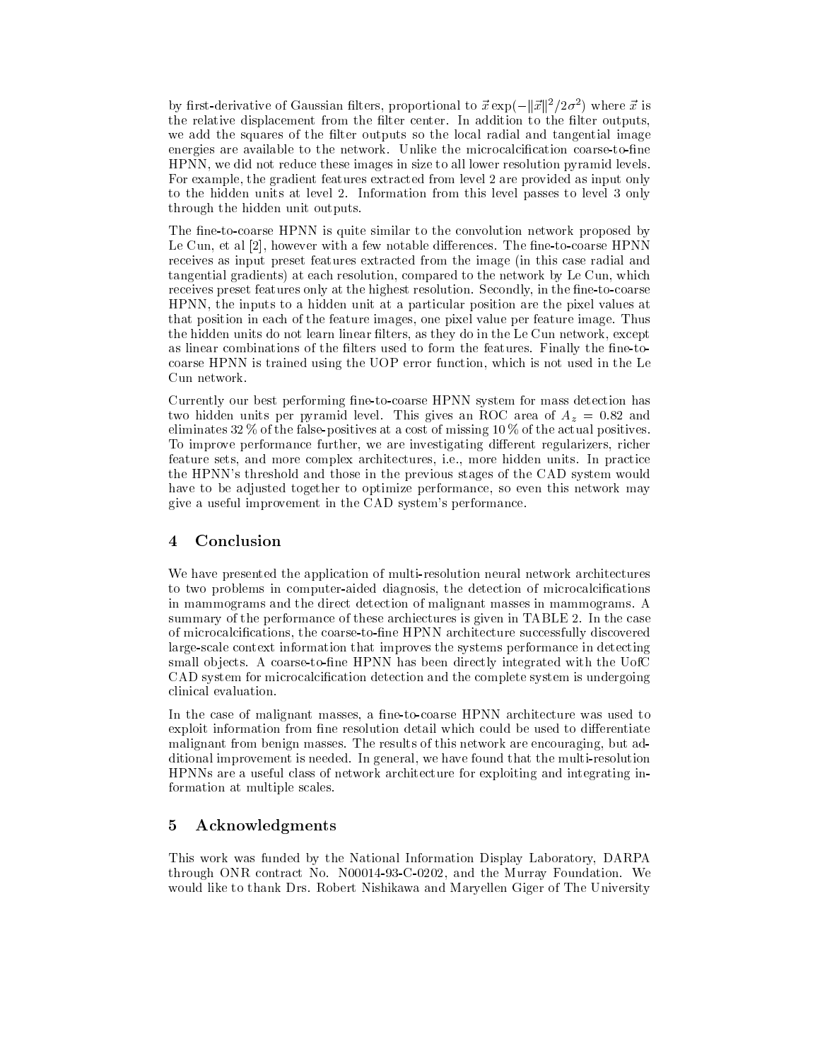by first-derivative of Gaussian filters, proportional to $\vec{x} \exp(-\|\vec{x}\|^2/2\sigma^2)$ where $\vec{x}$ is the relative displacement from the filter center. In addition to the filter outputs, we add the squares of the filter outputs so the local radial and tangential image energies are available to the network. Unlike the microcalcification coarse-to-fine HPNN, we did not reduce these images in size to all lower resolution pyramid levels. For example, the gradient features extracted from level 2 are provided as input only to the hidden units at level 2. Information from this level passes to level 3 only through the hidden unit outputs.

The fine-to-coarse HPNN is quite similar to the convolution network proposed by Le Cun, et al [2], however with a few notable differences. The fine-to-coarse HPNN receives as input preset features extracted from the image (in this case radial and tangential gradients) at each resolution, compared to the network by Le Cun, which receives preset features only at the highest resolution. Secondly, in the fine-to-coarse HPNN, the inputs to a hidden unit at a particular position are the pixel values at that position in each of the feature images, one pixel value per feature image. Thus the hidden units do not learn linear filters, as they do in the Le Cun network, except as linear combinations of the filters used to form the features. Finally the fine-to-coarse HPNN is trained using the UOP error function, which is not used in the Le Cun network.

Currently our best performing fine-to-coarse HPNN system for mass detection has two hidden units per pyramid level. This gives an ROC area of $A_z = 0.82$ and eliminates 32 % of the false-positives at a cost of missing 10 % of the actual positives. To improve performance further, we are investigating different regularizers, richer feature sets, and more complex architectures, i.e., more hidden units. In practice the HPNN's threshold and those in the previous stages of the CAD system would have to be adjusted together to optimize performance, so even this network may give a useful improvement in the CAD system's performance.

## 4 Conclusion

We have presented the application of multi-resolution neural network architectures to two problems in computer-aided diagnosis, the detection of microcalcifications in mammograms and the direct detection of malignant masses in mammograms. A summary of the performance of these archiectures is given in TABLE 2. In the case of microcalcifications, the coarse-to-fine HPNN architecture successfully discovered large-scale context information that improves the systems performance in detecting small objects. A coarse-to-fine HPNN has been directly integrated with the UofC CAD system for microcalcification detection and the complete system is undergoing clinical evaluation.

In the case of malignant masses, a fine-to-coarse HPNN architecture was used to exploit information from fine resolution detail which could be used to differentiate malignant from benign masses. The results of this network are encouraging, but additional improvement is needed. In general, we have found that the multi-resolution HPNNs are a useful class of network architecture for exploiting and integrating information at multiple scales.

## 5 Acknowledgments

This work was funded by the National Information Display Laboratory, DARPA through ONR contract No. N00014-93-C-0202, and the Murray Foundation. We would like to thank Drs. Robert Nishikawa and Maryellen Giger of The University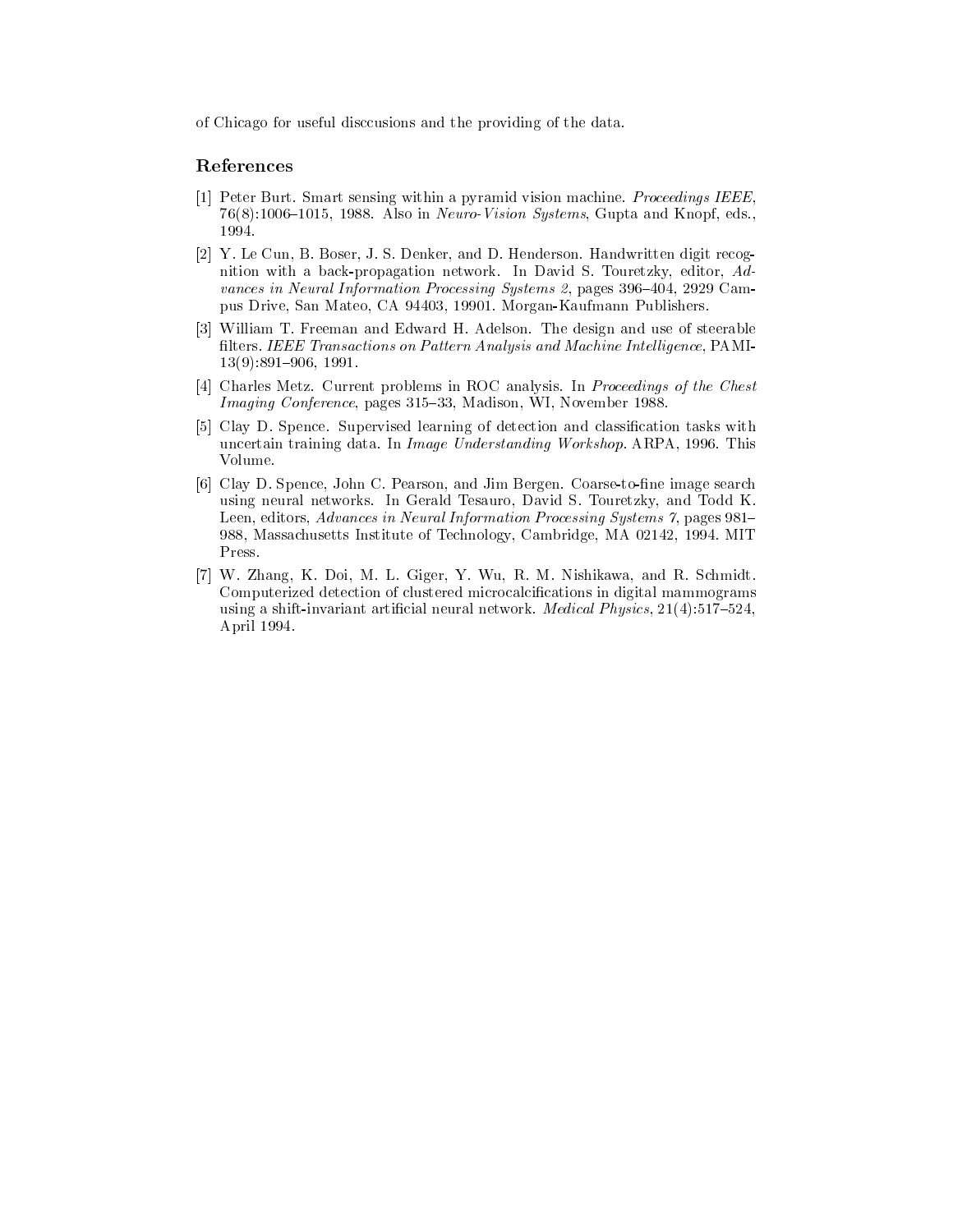of Chicago for useful disccusions and the providing of the data.

## References

[1] Peter Burt. Smart sensing within a pyramid vision machine. *Proceedings IEEE*, 76(8):1006–1015, 1988. Also in *Neuro-Vision Systems*, Gupta and Knopf, eds., 1994.

[2] Y. Le Cun, B. Boser, J. S. Denker, and D. Henderson. Handwritten digit recognition with a back-propagation network. In David S. Touretzky, editor, *Advances in Neural Information Processing Systems 2*, pages 396–404, 2929 Campus Drive, San Mateo, CA 94403, 19901. Morgan-Kaufmann Publishers.

[3] William T. Freeman and Edward H. Adelson. The design and use of steerable filters. *IEEE Transactions on Pattern Analysis and Machine Intelligence*, PAMI-13(9):891–906, 1991.

[4] Charles Metz. Current problems in ROC analysis. In *Proceedings of the Chest Imaging Conference*, pages 315–33, Madison, WI, November 1988.

[5] Clay D. Spence. Supervised learning of detection and classification tasks with uncertain training data. In *Image Understanding Workshop*. ARPA, 1996. This Volume.

[6] Clay D. Spence, John C. Pearson, and Jim Bergen. Coarse-to-fine image search using neural networks. In Gerald Tesauro, David S. Touretzky, and Todd K. Leen, editors, *Advances in Neural Information Processing Systems 7*, pages 981–988, Massachusetts Institute of Technology, Cambridge, MA 02142, 1994. MIT Press.

[7] W. Zhang, K. Doi, M. L. Giger, Y. Wu, R. M. Nishikawa, and R. Schmidt. Computerized detection of clustered microcalcifications in digital mammograms using a shift-invariant artificial neural network. *Medical Physics*, 21(4):517–524, April 1994.